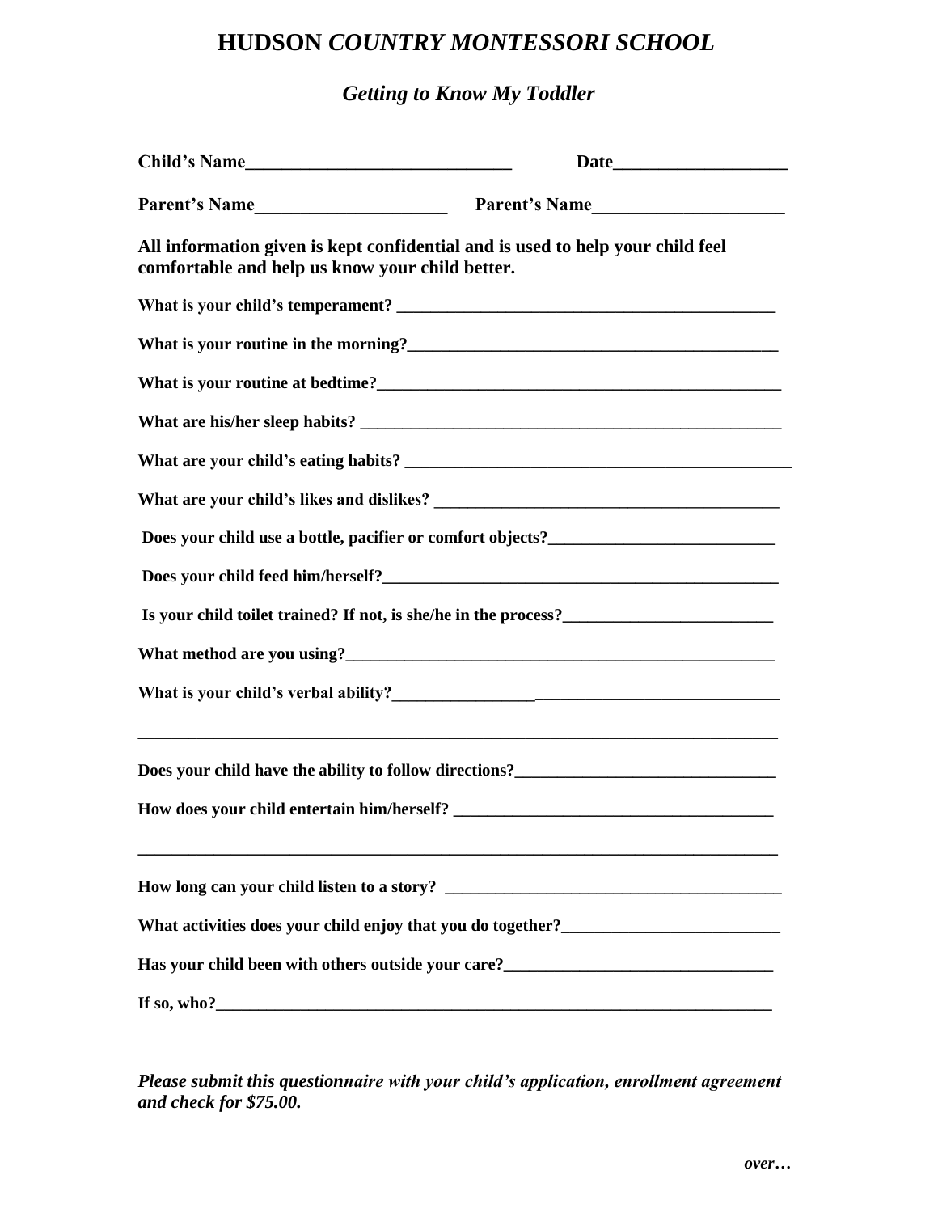# HUDSON *COUNTRY MONTESSORI SCHOOL*

## *Getting to Know My Toddler*

**Child's Name______________________________ Date___________________**

**Parent's Name_____________________ Parent's Name_____________________**

**All information given is kept confidential and is used to help your child feel comfortable and help us know your child better.**

**What is your child's temperament? _____________________________________________**

**What is your routine in the morning?____________________________________________**

**What is your routine at bedtime?_________________________________________________**

**What are his/her sleep habits? __________________________________________________**

**What are your child's eating habits? _____________________________________________**

**What are your child's likes and dislikes? _________________________________________**

**Does your child use a bottle, pacifier or comfort objects?___________________________**

**Does your child feed him/herself?________________________________________________**

**Is your child toilet trained? If not, is she/he in the process?_________________________**

**What method are you using?____________________________________________________**

**What is your child's verbal ability?_________________________________________________**

**_______________________________________________________________________________**

**Does your child have the ability to follow directions?_______________________________**

**How does your child entertain him/herself? ______________________________________**

**_______________________________________________________________________________**

**How long can your child listen to a story? _______________________________________**

**What activities does your child enjoy that you do together?_________________________**

**Has your child been with others outside your care?_______________________________**

**If so, who?_______________________________________________________________________**

***Please submit this questionnaire with your child's application, enrollment agreement and check for $75.00.***

***over…***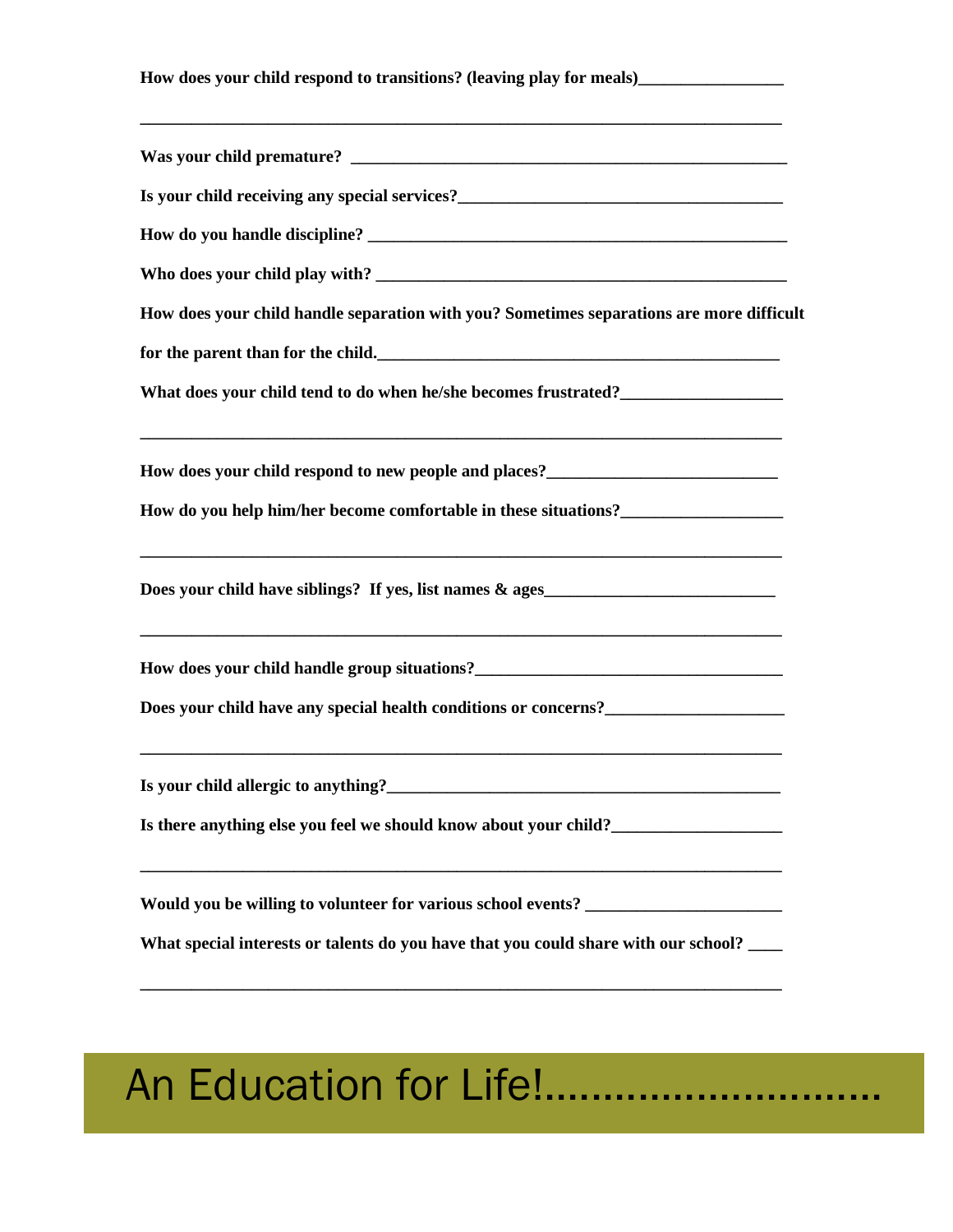**How does your child respond to transitions? (leaving play for meals)_________________**

**______________________________________________________________________________**

**Was your child premature? ______________________________________________________**

**Is your child receiving any special services?______________________________________**

**How do you handle discipline? ___________________________________________________**

**Who does your child play with? __________________________________________________**

**How does your child handle separation with you? Sometimes separations are more difficult for the parent than for the child.________________________________________________**

**What does your child tend to do when he/she becomes frustrated?___________________**

**______________________________________________________________________________**

**How does your child respond to new people and places?___________________________**

**How do you help him/her become comfortable in these situations?___________________**

**______________________________________________________________________________**

**Does your child have siblings? If yes, list names & ages___________________________**

**______________________________________________________________________________**

**How does your child handle group situations?_____________________________________**

**Does your child have any special health conditions or concerns?_____________________**

**______________________________________________________________________________**

**Is your child allergic to anything?_______________________________________________**

**Is there anything else you feel we should know about your child?____________________**

**______________________________________________________________________________**

**Would you be willing to volunteer for various school events? _______________________**

**What special interests or talents do you have that you could share with our school? ____**

**______________________________________________________________________________**

An Education for Life!............................